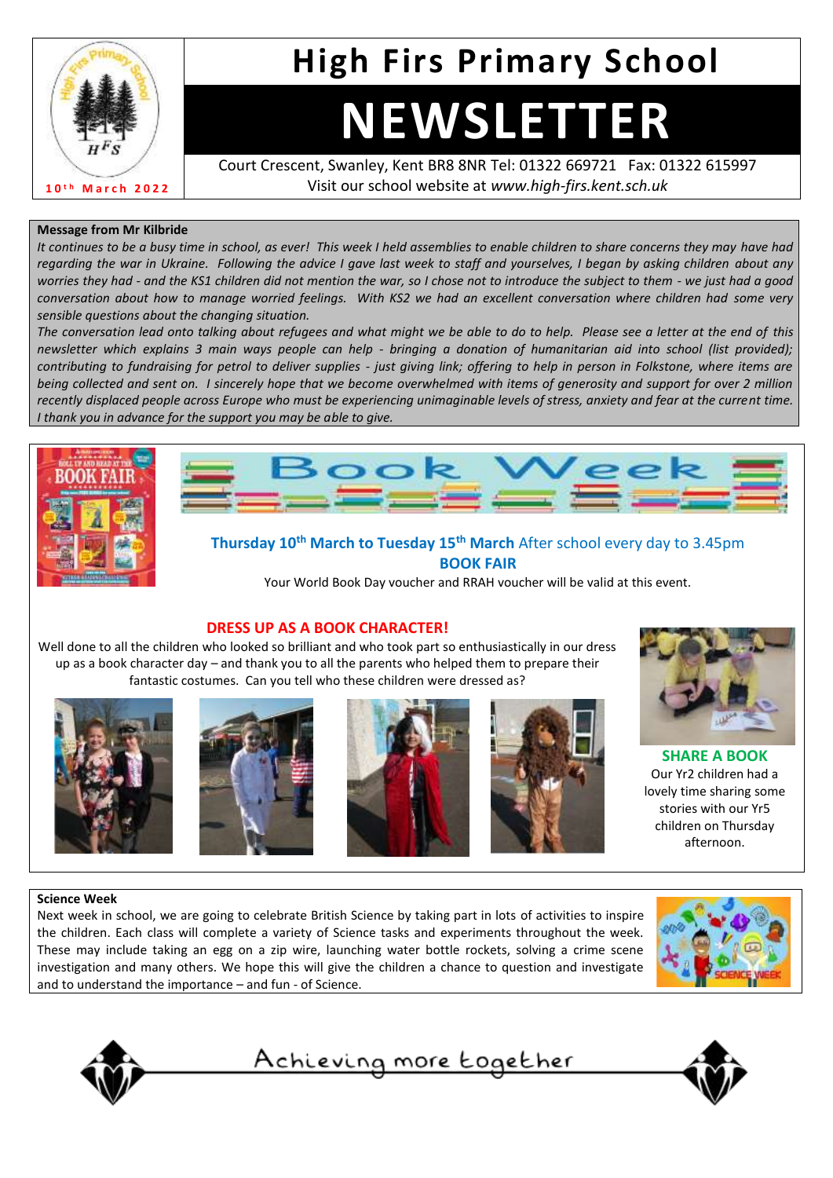# High Firs Primary School

# NEWSLETTER

10th March 2022

Court Crescent, Swanley, Kent BR8 8NR Tel: 01322 669721 Fax: 01322 615997
Visit our school website at *www.high-firs.kent.sch.uk*

**Message from Mr Kilbride**

*It continues to be a busy time in school, as ever! This week I held assemblies to enable children to share concerns they may have had regarding the war in Ukraine. Following the advice I gave last week to staff and yourselves, I began by asking children about any worries they had - and the KS1 children did not mention the war, so I chose not to introduce the subject to them - we just had a good conversation about how to manage worried feelings. With KS2 we had an excellent conversation where children had some very sensible questions about the changing situation.*

*The conversation lead onto talking about refugees and what might we be able to do to help. Please see a letter at the end of this newsletter which explains 3 main ways people can help - bringing a donation of humanitarian aid into school (list provided); contributing to fundraising for petrol to deliver supplies - just giving link; offering to help in person in Folkstone, where items are being collected and sent on. I sincerely hope that we become overwhelmed with items of generosity and support for over 2 million recently displaced people across Europe who must be experiencing unimaginable levels of stress, anxiety and fear at the current time. I thank you in advance for the support you may be able to give.*

## Book Week

**Thursday 10th March to Tuesday 15th March** After school every day to 3.45pm

**BOOK FAIR**

Your World Book Day voucher and RRAH voucher will be valid at this event.

**DRESS UP AS A BOOK CHARACTER!**

Well done to all the children who looked so brilliant and who took part so enthusiastically in our dress up as a book character day – and thank you to all the parents who helped them to prepare their fantastic costumes. Can you tell who these children were dressed as?

**SHARE A BOOK**

Our Yr2 children had a lovely time sharing some stories with our Yr5 children on Thursday afternoon.

**Science Week**

Next week in school, we are going to celebrate British Science by taking part in lots of activities to inspire the children. Each class will complete a variety of Science tasks and experiments throughout the week. These may include taking an egg on a zip wire, launching water bottle rockets, solving a crime scene investigation and many others. We hope this will give the children a chance to question and investigate and to understand the importance – and fun - of Science.

Achieving more together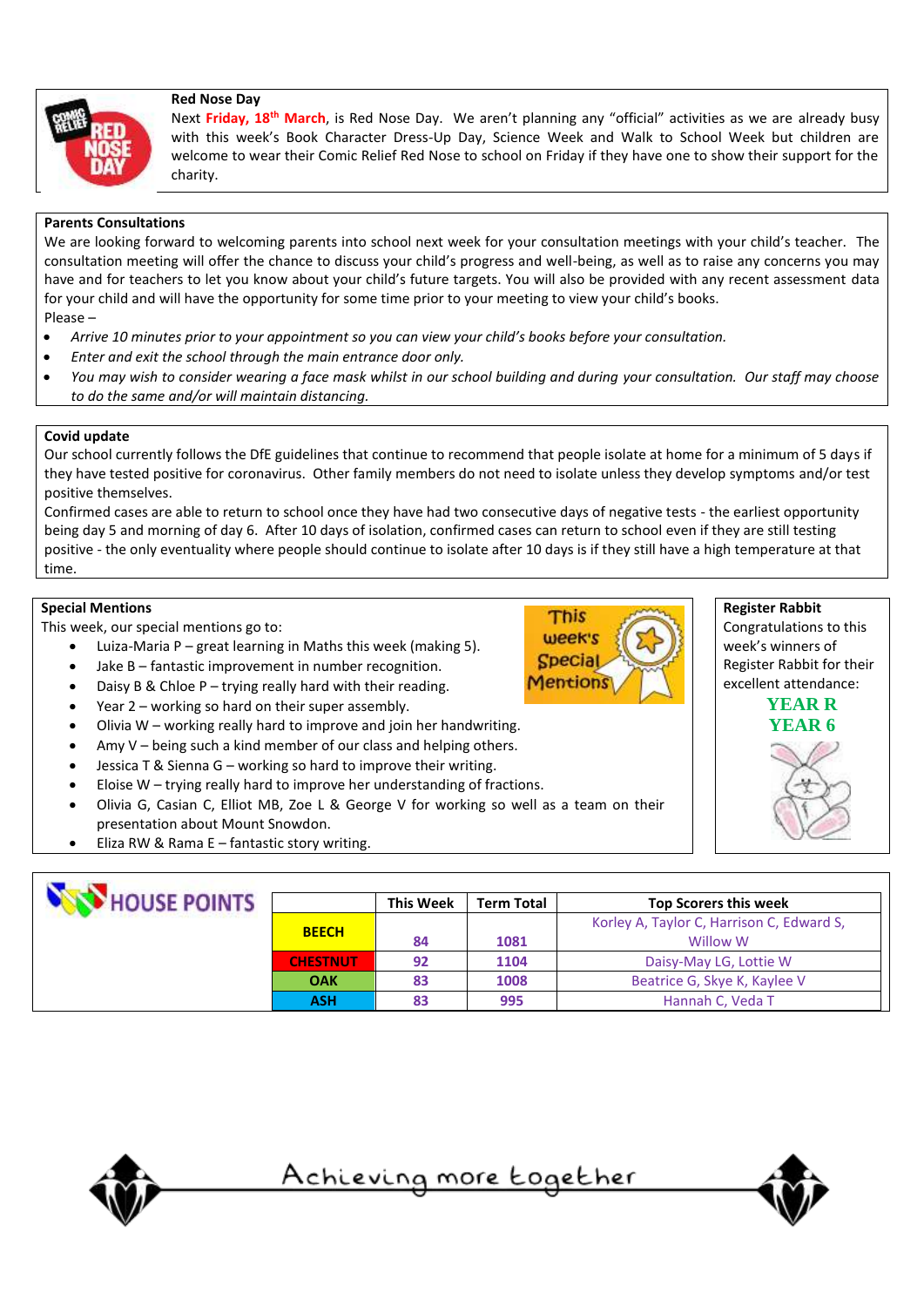## Red Nose Day

Next **Friday, 18th March**, is Red Nose Day. We aren't planning any "official" activities as we are already busy with this week's Book Character Dress-Up Day, Science Week and Walk to School Week but children are welcome to wear their Comic Relief Red Nose to school on Friday if they have one to show their support for the charity.

## Parents Consultations

We are looking forward to welcoming parents into school next week for your consultation meetings with your child's teacher. The consultation meeting will offer the chance to discuss your child's progress and well-being, as well as to raise any concerns you may have and for teachers to let you know about your child's future targets. You will also be provided with any recent assessment data for your child and will have the opportunity for some time prior to your meeting to view your child's books.

Please –

- *Arrive 10 minutes prior to your appointment so you can view your child's books before your consultation.*
- *Enter and exit the school through the main entrance door only.*
- *You may wish to consider wearing a face mask whilst in our school building and during your consultation. Our staff may choose to do the same and/or will maintain distancing.*

## Covid update

Our school currently follows the DfE guidelines that continue to recommend that people isolate at home for a minimum of 5 days if they have tested positive for coronavirus. Other family members do not need to isolate unless they develop symptoms and/or test positive themselves.

Confirmed cases are able to return to school once they have had two consecutive days of negative tests - the earliest opportunity being day 5 and morning of day 6. After 10 days of isolation, confirmed cases can return to school even if they are still testing positive - the only eventuality where people should continue to isolate after 10 days is if they still have a high temperature at that time.

## Special Mentions

This week, our special mentions go to:

- Luiza-Maria P – great learning in Maths this week (making 5).
- Jake B – fantastic improvement in number recognition.
- Daisy B & Chloe P – trying really hard with their reading.
- Year 2 – working so hard on their super assembly.
- Olivia W – working really hard to improve and join her handwriting.
- Amy V – being such a kind member of our class and helping others.
- Jessica T & Sienna G – working so hard to improve their writing.
- Eloise W – trying really hard to improve her understanding of fractions.
- Olivia G, Casian C, Elliot MB, Zoe L & George V for working so well as a team on their presentation about Mount Snowdon.
- Eliza RW & Rama E – fantastic story writing.

## Register Rabbit

Congratulations to this week's winners of Register Rabbit for their excellent attendance:

**YEAR R**
**YEAR 6**

## HOUSE POINTS

| | This Week | Term Total | Top Scorers this week |
|---|---|---|---|
| BEECH | 84 | 1081 | Korley A, Taylor C, Harrison C, Edward S, Willow W |
| CHESTNUT | 92 | 1104 | Daisy-May LG, Lottie W |
| OAK | 83 | 1008 | Beatrice G, Skye K, Kaylee V |
| ASH | 83 | 995 | Hannah C, Veda T |

Achieving more together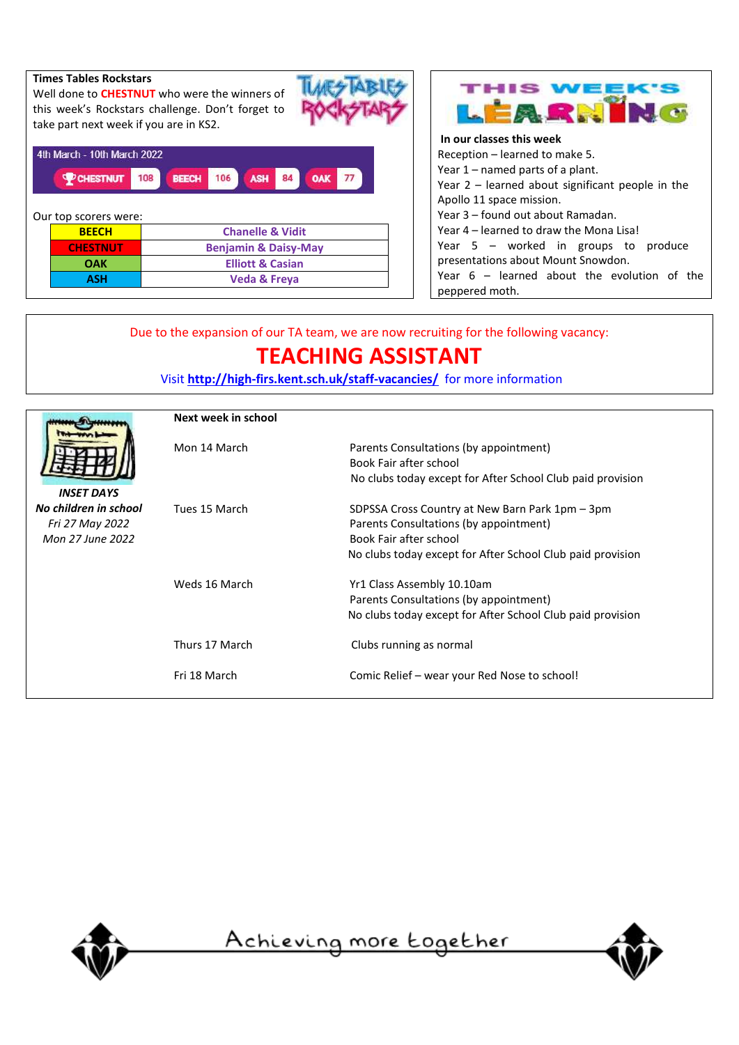**Times Tables Rockstars**

Well done to **CHESTNUT** who were the winners of this week's Rockstars challenge. Don't forget to take part next week if you are in KS2.

4th March - 10th March 2022

| CHESTNUT | BEECH | ASH | OAK |
|---|---|---|---|
| 108 | 106 | 84 | 77 |

Our top scorers were:

| | |
|---|---|
| BEECH | Chanelle & Vidit |
| CHESTNUT | Benjamin & Daisy-May |
| OAK | Elliott & Casian |
| ASH | Veda & Freya |

# THIS WEEK'S LEARNING

**In our classes this week**

Reception – learned to make 5.
Year 1 – named parts of a plant.
Year 2 – learned about significant people in the Apollo 11 space mission.
Year 3 – found out about Ramadan.
Year 4 – learned to draw the Mona Lisa!
Year 5 – worked in groups to produce presentations about Mount Snowdon.
Year 6 – learned about the evolution of the peppered moth.

Due to the expansion of our TA team, we are now recruiting for the following vacancy:

## TEACHING ASSISTANT

Visit **http://high-firs.kent.sch.uk/staff-vacancies/** for more information

***INSET DAYS***
***No children in school***
*Fri 27 May 2022*
*Mon 27 June 2022*

**Next week in school**

| | |
|---|---|
| Mon 14 March | Parents Consultations (by appointment)<br>Book Fair after school<br>No clubs today except for After School Club paid provision |
| Tues 15 March | SDPSSA Cross Country at New Barn Park 1pm – 3pm<br>Parents Consultations (by appointment)<br>Book Fair after school<br>No clubs today except for After School Club paid provision |
| Weds 16 March | Yr1 Class Assembly 10.10am<br>Parents Consultations (by appointment)<br>No clubs today except for After School Club paid provision |
| Thurs 17 March | Clubs running as normal |
| Fri 18 March | Comic Relief – wear your Red Nose to school! |

Achieving more together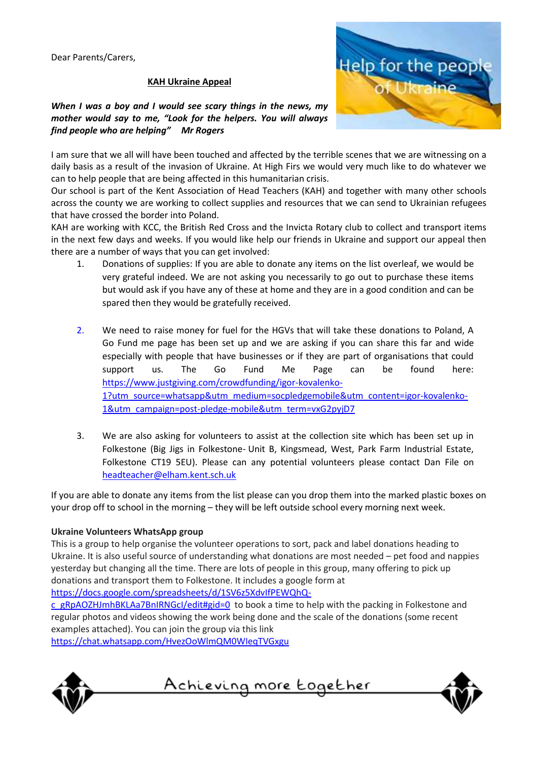Dear Parents/Carers,

**KAH Ukraine Appeal**

***When I was a boy and I would see scary things in the news, my mother would say to me, "Look for the helpers. You will always find people who are helping"     Mr Rogers***

Help for the people of Ukraine

I am sure that we all will have been touched and affected by the terrible scenes that we are witnessing on a daily basis as a result of the invasion of Ukraine. At High Firs we would very much like to do whatever we can to help people that are being affected in this humanitarian crisis.

Our school is part of the Kent Association of Head Teachers (KAH) and together with many other schools across the county we are working to collect supplies and resources that we can send to Ukrainian refugees that have crossed the border into Poland.

KAH are working with KCC, the British Red Cross and the Invicta Rotary club to collect and transport items in the next few days and weeks. If you would like help our friends in Ukraine and support our appeal then there are a number of ways that you can get involved:

1. Donations of supplies: If you are able to donate any items on the list overleaf, we would be very grateful indeed. We are not asking you necessarily to go out to purchase these items but would ask if you have any of these at home and they are in a good condition and can be spared then they would be gratefully received.

2. We need to raise money for fuel for the HGVs that will take these donations to Poland, A Go Fund me page has been set up and we are asking if you can share this far and wide especially with people that have businesses or if they are part of organisations that could support us. The Go Fund Me Page can be found here: https://www.justgiving.com/crowdfunding/igor-kovalenko-1?utm_source=whatsapp&utm_medium=socpledgemobile&utm_content=igor-kovalenko-1&utm_campaign=post-pledge-mobile&utm_term=vxG2pyjD7

3. We are also asking for volunteers to assist at the collection site which has been set up in Folkestone (Big Jigs in Folkestone- Unit B, Kingsmead, West, Park Farm Industrial Estate, Folkestone CT19 5EU). Please can any potential volunteers please contact Dan File on headteacher@elham.kent.sch.uk

If you are able to donate any items from the list please can you drop them into the marked plastic boxes on your drop off to school in the morning – they will be left outside school every morning next week.

**Ukraine Volunteers WhatsApp group**

This is a group to help organise the volunteer operations to sort, pack and label donations heading to Ukraine. It is also useful source of understanding what donations are most needed – pet food and nappies yesterday but changing all the time. There are lots of people in this group, many offering to pick up donations and transport them to Folkestone. It includes a google form at https://docs.google.com/spreadsheets/d/1SV6z5XdvIfPEWQhQ-c_gRpAOZHJmhBKLAa7BnIRNGcI/edit#gid=0 to book a time to help with the packing in Folkestone and regular photos and videos showing the work being done and the scale of the donations (some recent examples attached). You can join the group via this link https://chat.whatsapp.com/HvezOoWlmQM0WIeqTVGxgu

Achieving more together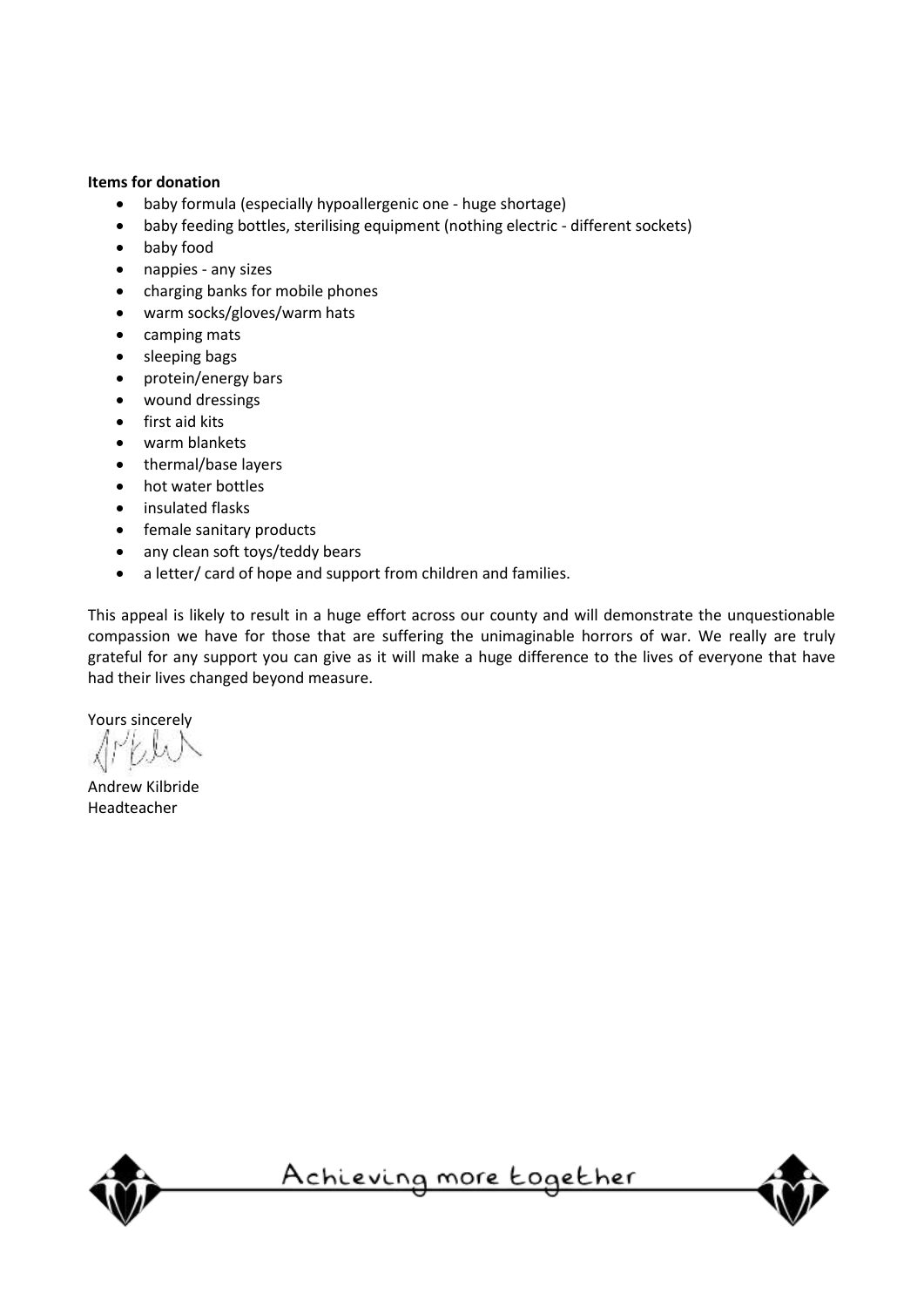**Items for donation**

- baby formula (especially hypoallergenic one - huge shortage)
- baby feeding bottles, sterilising equipment (nothing electric - different sockets)
- baby food
- nappies - any sizes
- charging banks for mobile phones
- warm socks/gloves/warm hats
- camping mats
- sleeping bags
- protein/energy bars
- wound dressings
- first aid kits
- warm blankets
- thermal/base layers
- hot water bottles
- insulated flasks
- female sanitary products
- any clean soft toys/teddy bears
- a letter/ card of hope and support from children and families.

This appeal is likely to result in a huge effort across our county and will demonstrate the unquestionable compassion we have for those that are suffering the unimaginable horrors of war. We really are truly grateful for any support you can give as it will make a huge difference to the lives of everyone that have had their lives changed beyond measure.

Yours sincerely

Andrew Kilbride
Headteacher